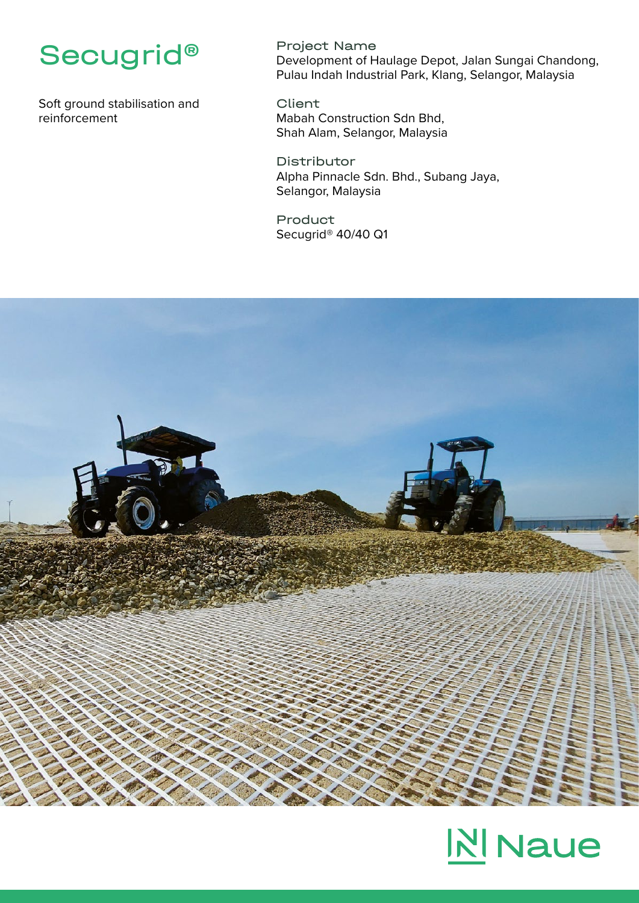# Secugrid®

Soft ground stabilisation and reinforcement

**Project Name**
Development of Haulage Depot, Jalan Sungai Chandong, Pulau Indah Industrial Park, Klang, Selangor, Malaysia

**Client**
Mabah Construction Sdn Bhd, Shah Alam, Selangor, Malaysia

**Distributor**
Alpha Pinnacle Sdn. Bhd., Subang Jaya, Selangor, Malaysia

**Product**
Secugrid® 40/40 Q1

Naue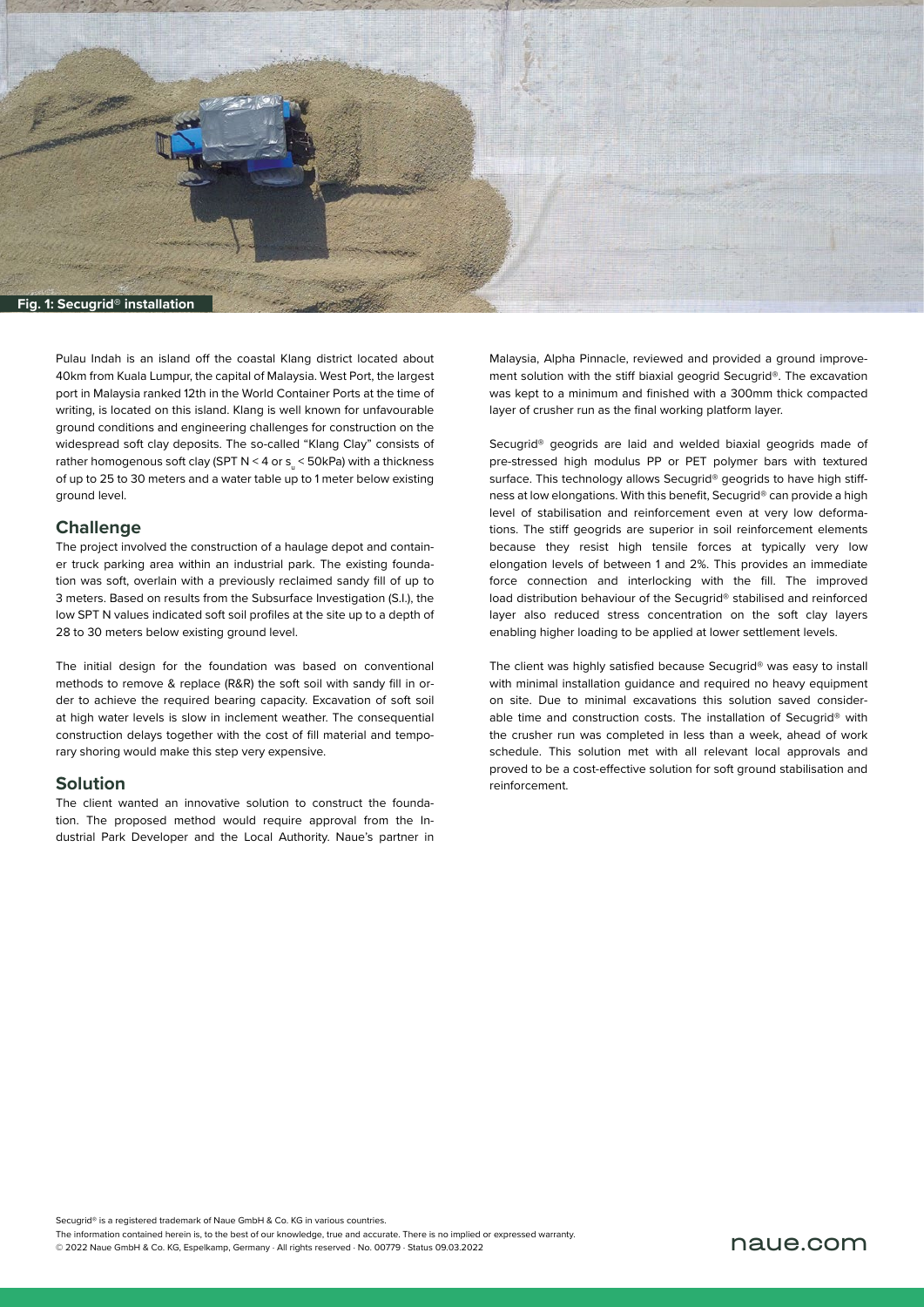Fig. 1: Secugrid® installation

Pulau Indah is an island off the coastal Klang district located about 40km from Kuala Lumpur, the capital of Malaysia. West Port, the largest port in Malaysia ranked 12th in the World Container Ports at the time of writing, is located on this island. Klang is well known for unfavourable ground conditions and engineering challenges for construction on the widespread soft clay deposits. The so-called "Klang Clay" consists of rather homogenous soft clay (SPT N < 4 or $s_u$ < 50kPa) with a thickness of up to 25 to 30 meters and a water table up to 1 meter below existing ground level.

## Challenge

The project involved the construction of a haulage depot and container truck parking area within an industrial park. The existing foundation was soft, overlain with a previously reclaimed sandy fill of up to 3 meters. Based on results from the Subsurface Investigation (S.I.), the low SPT N values indicated soft soil profiles at the site up to a depth of 28 to 30 meters below existing ground level.

The initial design for the foundation was based on conventional methods to remove & replace (R&R) the soft soil with sandy fill in order to achieve the required bearing capacity. Excavation of soft soil at high water levels is slow in inclement weather. The consequential construction delays together with the cost of fill material and temporary shoring would make this step very expensive.

## Solution

The client wanted an innovative solution to construct the foundation. The proposed method would require approval from the Industrial Park Developer and the Local Authority. Naue's partner in Malaysia, Alpha Pinnacle, reviewed and provided a ground improvement solution with the stiff biaxial geogrid Secugrid®. The excavation was kept to a minimum and finished with a 300mm thick compacted layer of crusher run as the final working platform layer.

Secugrid® geogrids are laid and welded biaxial geogrids made of pre-stressed high modulus PP or PET polymer bars with textured surface. This technology allows Secugrid® geogrids to have high stiffness at low elongations. With this benefit, Secugrid® can provide a high level of stabilisation and reinforcement even at very low deformations. The stiff geogrids are superior in soil reinforcement elements because they resist high tensile forces at typically very low elongation levels of between 1 and 2%. This provides an immediate force connection and interlocking with the fill. The improved load distribution behaviour of the Secugrid® stabilised and reinforced layer also reduced stress concentration on the soft clay layers enabling higher loading to be applied at lower settlement levels.

The client was highly satisfied because Secugrid® was easy to install with minimal installation guidance and required no heavy equipment on site. Due to minimal excavations this solution saved considerable time and construction costs. The installation of Secugrid® with the crusher run was completed in less than a week, ahead of work schedule. This solution met with all relevant local approvals and proved to be a cost-effective solution for soft ground stabilisation and reinforcement.

Secugrid® is a registered trademark of Naue GmbH & Co. KG in various countries.
The information contained herein is, to the best of our knowledge, true and accurate. There is no implied or expressed warranty.
© 2022 Naue GmbH & Co. KG, Espelkamp, Germany · All rights reserved · No. 00779 · Status 09.03.2022

naue.com